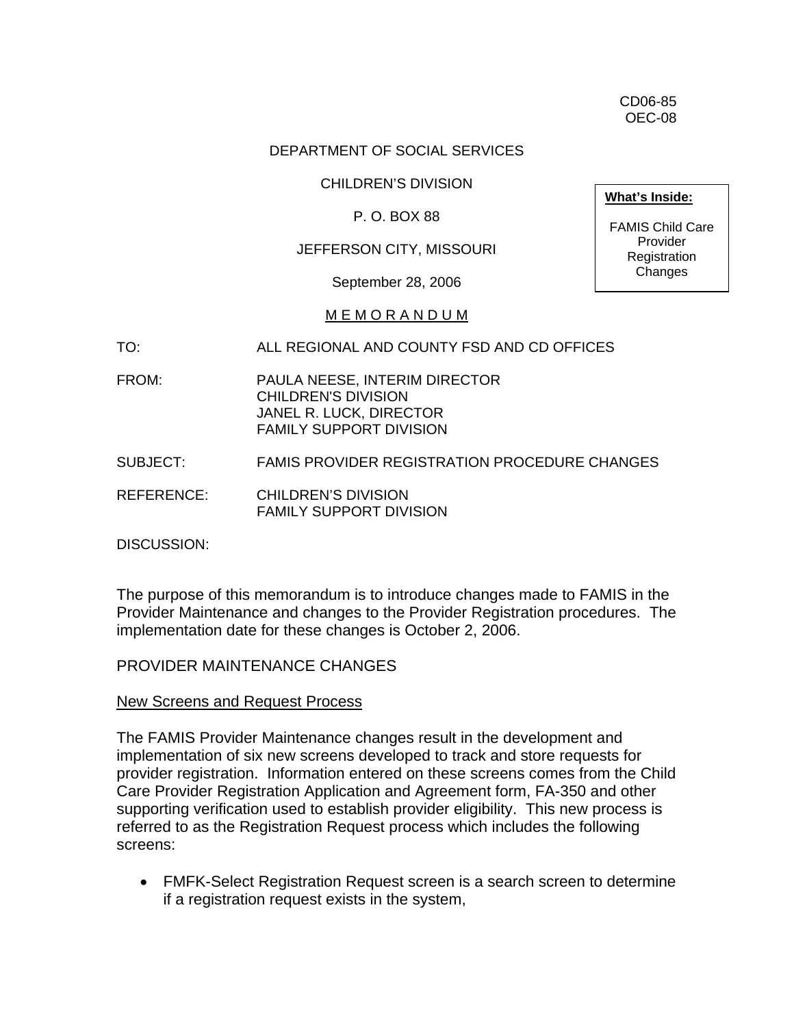CD06-85
OEC-08

DEPARTMENT OF SOCIAL SERVICES

CHILDREN'S DIVISION

P. O. BOX 88

JEFFERSON CITY, MISSOURI

September 28, 2006

**What's Inside:**

FAMIS Child Care Provider Registration Changes

M E M O R A N D U M

TO: ALL REGIONAL AND COUNTY FSD AND CD OFFICES

FROM: PAULA NEESE, INTERIM DIRECTOR
CHILDREN'S DIVISION
JANEL R. LUCK, DIRECTOR
FAMILY SUPPORT DIVISION

SUBJECT: FAMIS PROVIDER REGISTRATION PROCEDURE CHANGES

REFERENCE: CHILDREN'S DIVISION
FAMILY SUPPORT DIVISION

DISCUSSION:

The purpose of this memorandum is to introduce changes made to FAMIS in the Provider Maintenance and changes to the Provider Registration procedures. The implementation date for these changes is October 2, 2006.

PROVIDER MAINTENANCE CHANGES

New Screens and Request Process

The FAMIS Provider Maintenance changes result in the development and implementation of six new screens developed to track and store requests for provider registration. Information entered on these screens comes from the Child Care Provider Registration Application and Agreement form, FA-350 and other supporting verification used to establish provider eligibility. This new process is referred to as the Registration Request process which includes the following screens:

- FMFK-Select Registration Request screen is a search screen to determine if a registration request exists in the system,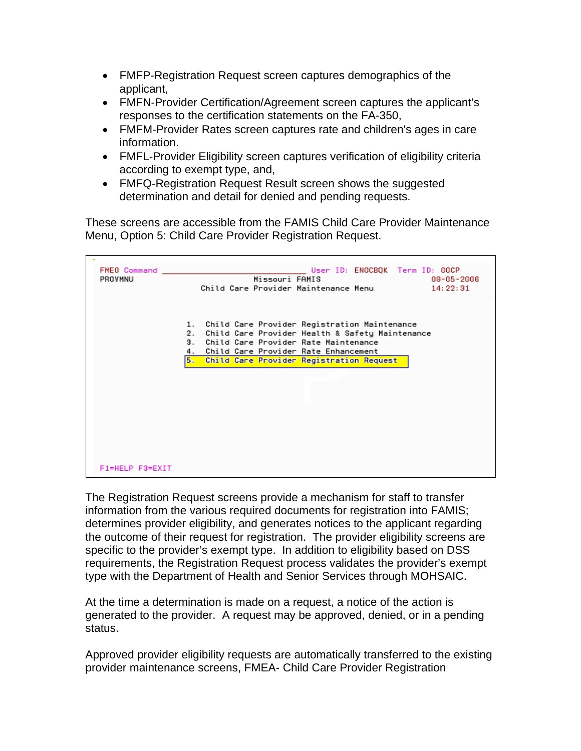- FMFP-Registration Request screen captures demographics of the applicant,
- FMFN-Provider Certification/Agreement screen captures the applicant's responses to the certification statements on the FA-350,
- FMFM-Provider Rates screen captures rate and children's ages in care information.
- FMFL-Provider Eligibility screen captures verification of eligibility criteria according to exempt type, and,
- FMFQ-Registration Request Result screen shows the suggested determination and detail for denied and pending requests.

These screens are accessible from the FAMIS Child Care Provider Maintenance Menu, Option 5: Child Care Provider Registration Request.

```
FME0 Command ______________________________  User ID: ENOCBQK   Term ID: 00CP
PROVMNU                        Missouri FAMIS                       09-05-2006
                       Child Care Provider Maintenance Menu         14:22:31


                     1.  Child Care Provider Registration Maintenance
                     2.  Child Care Provider Health & Safety Maintenance
                     3.  Child Care Provider Rate Maintenance
                     4.  Child Care Provider Rate Enhancement
                     5.  Child Care Provider Registration Request









F1=HELP F3=EXIT
```

The Registration Request screens provide a mechanism for staff to transfer information from the various required documents for registration into FAMIS; determines provider eligibility, and generates notices to the applicant regarding the outcome of their request for registration. The provider eligibility screens are specific to the provider's exempt type. In addition to eligibility based on DSS requirements, the Registration Request process validates the provider's exempt type with the Department of Health and Senior Services through MOHSAIC.

At the time a determination is made on a request, a notice of the action is generated to the provider. A request may be approved, denied, or in a pending status.

Approved provider eligibility requests are automatically transferred to the existing provider maintenance screens, FMEA- Child Care Provider Registration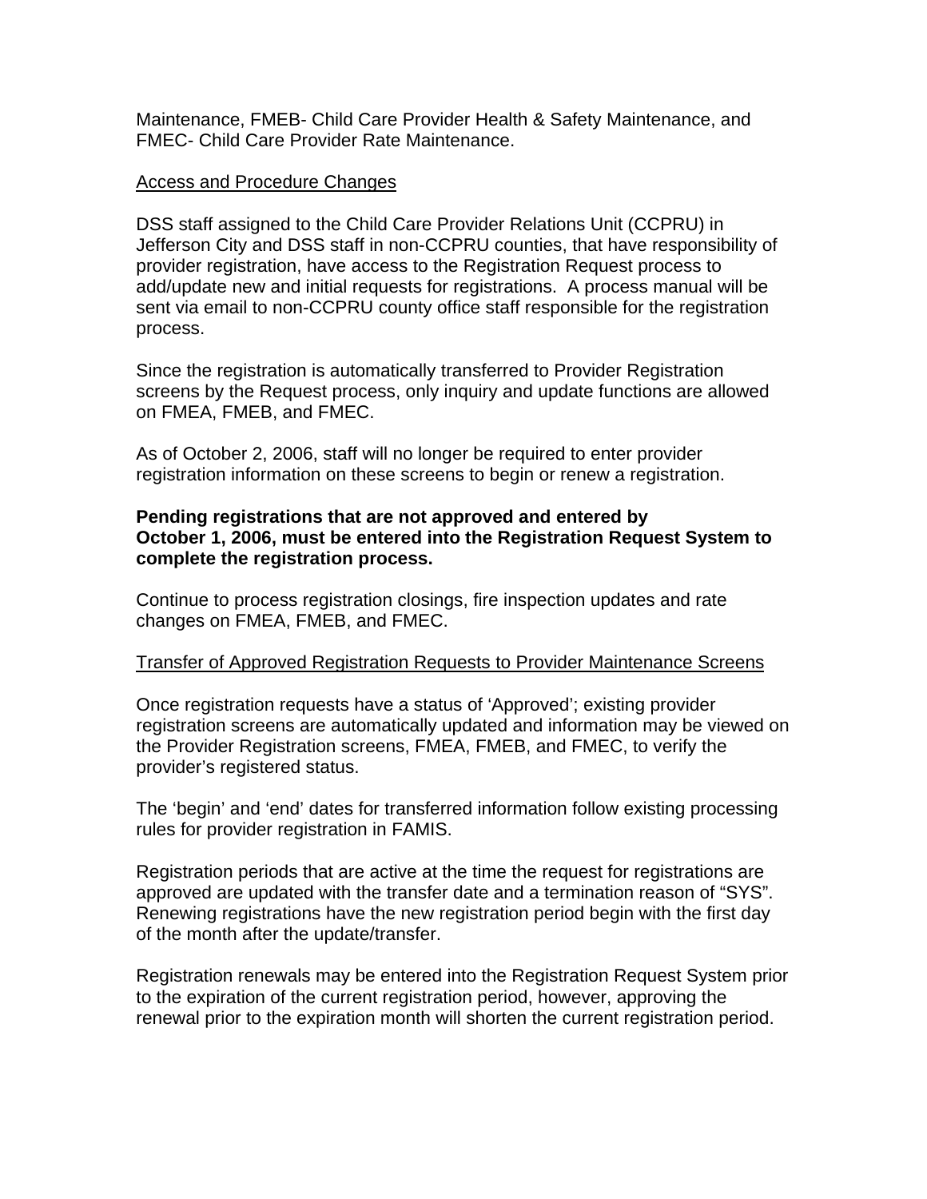Maintenance, FMEB- Child Care Provider Health & Safety Maintenance, and FMEC- Child Care Provider Rate Maintenance.

<u>Access and Procedure Changes</u>

DSS staff assigned to the Child Care Provider Relations Unit (CCPRU) in Jefferson City and DSS staff in non-CCPRU counties, that have responsibility of provider registration, have access to the Registration Request process to add/update new and initial requests for registrations. A process manual will be sent via email to non-CCPRU county office staff responsible for the registration process.

Since the registration is automatically transferred to Provider Registration screens by the Request process, only inquiry and update functions are allowed on FMEA, FMEB, and FMEC.

As of October 2, 2006, staff will no longer be required to enter provider registration information on these screens to begin or renew a registration.

**Pending registrations that are not approved and entered by October 1, 2006, must be entered into the Registration Request System to complete the registration process.**

Continue to process registration closings, fire inspection updates and rate changes on FMEA, FMEB, and FMEC.

<u>Transfer of Approved Registration Requests to Provider Maintenance Screens</u>

Once registration requests have a status of 'Approved'; existing provider registration screens are automatically updated and information may be viewed on the Provider Registration screens, FMEA, FMEB, and FMEC, to verify the provider's registered status.

The 'begin' and 'end' dates for transferred information follow existing processing rules for provider registration in FAMIS.

Registration periods that are active at the time the request for registrations are approved are updated with the transfer date and a termination reason of "SYS". Renewing registrations have the new registration period begin with the first day of the month after the update/transfer.

Registration renewals may be entered into the Registration Request System prior to the expiration of the current registration period, however, approving the renewal prior to the expiration month will shorten the current registration period.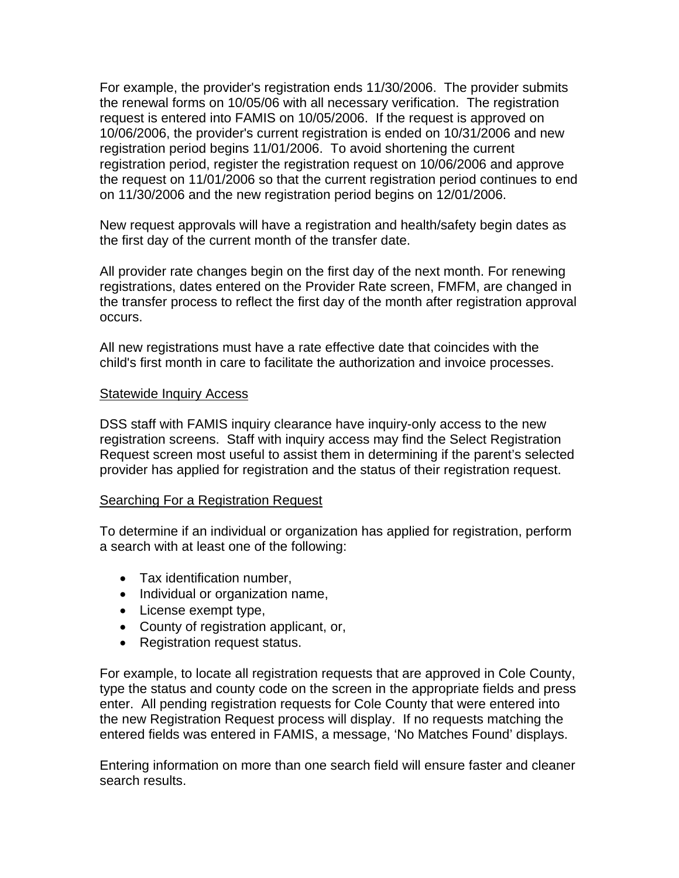For example, the provider's registration ends 11/30/2006. The provider submits the renewal forms on 10/05/06 with all necessary verification. The registration request is entered into FAMIS on 10/05/2006. If the request is approved on 10/06/2006, the provider's current registration is ended on 10/31/2006 and new registration period begins 11/01/2006. To avoid shortening the current registration period, register the registration request on 10/06/2006 and approve the request on 11/01/2006 so that the current registration period continues to end on 11/30/2006 and the new registration period begins on 12/01/2006.

New request approvals will have a registration and health/safety begin dates as the first day of the current month of the transfer date.

All provider rate changes begin on the first day of the next month. For renewing registrations, dates entered on the Provider Rate screen, FMFM, are changed in the transfer process to reflect the first day of the month after registration approval occurs.

All new registrations must have a rate effective date that coincides with the child's first month in care to facilitate the authorization and invoice processes.

## Statewide Inquiry Access

DSS staff with FAMIS inquiry clearance have inquiry-only access to the new registration screens. Staff with inquiry access may find the Select Registration Request screen most useful to assist them in determining if the parent's selected provider has applied for registration and the status of their registration request.

## Searching For a Registration Request

To determine if an individual or organization has applied for registration, perform a search with at least one of the following:

- Tax identification number,
- Individual or organization name,
- License exempt type,
- County of registration applicant, or,
- Registration request status.

For example, to locate all registration requests that are approved in Cole County, type the status and county code on the screen in the appropriate fields and press enter. All pending registration requests for Cole County that were entered into the new Registration Request process will display. If no requests matching the entered fields was entered in FAMIS, a message, 'No Matches Found' displays.

Entering information on more than one search field will ensure faster and cleaner search results.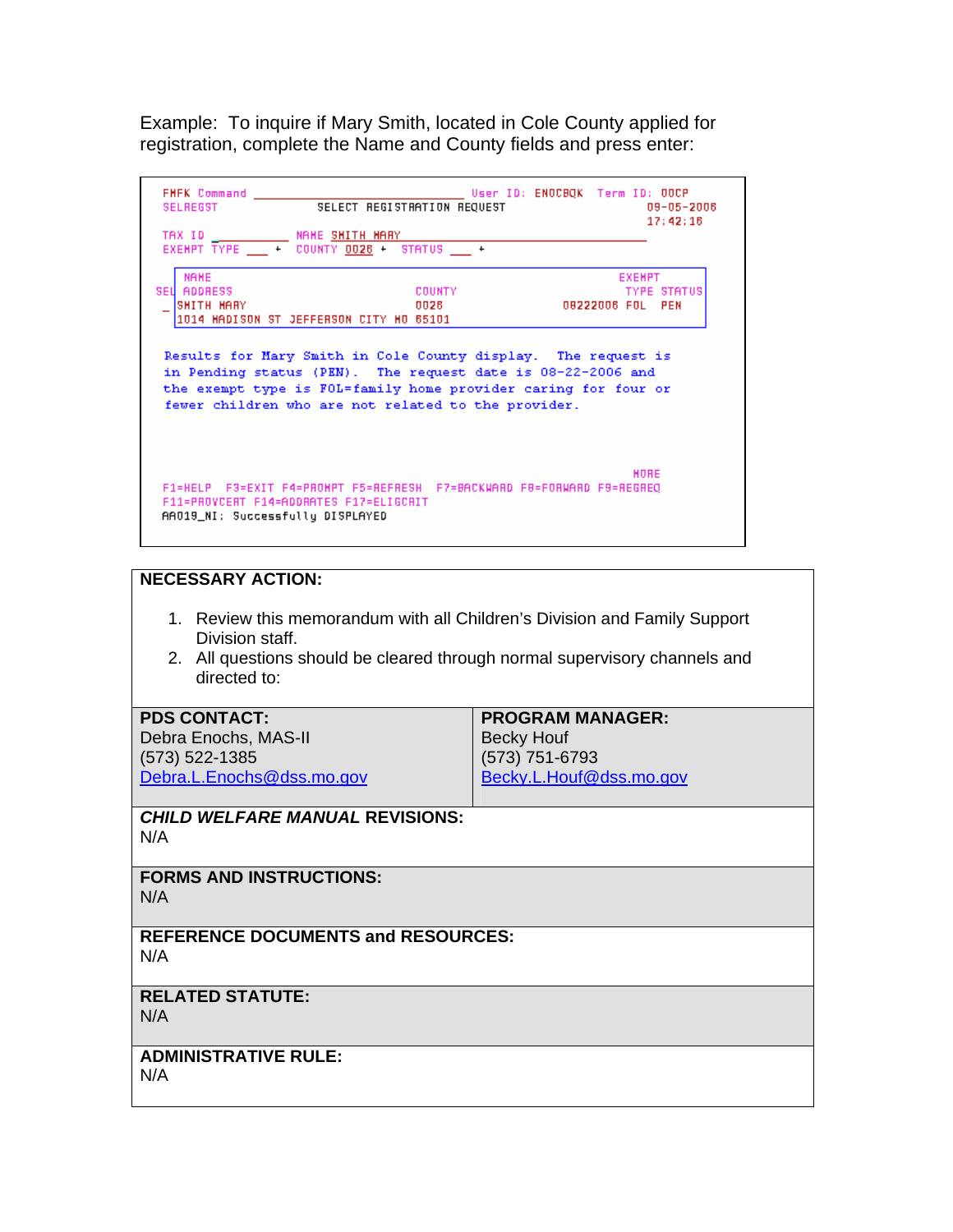Example: To inquire if Mary Smith, located in Cole County applied for registration, complete the Name and County fields and press enter:

```
FMFK Command ______________________________ User ID: ENOCBQK  Term ID: 00CP
SELREGST              SELECT REGISTRATION REQUEST                 09-05-2006
                                                                   17:42:16
TAX ID __________  NAME SMITH MARY
EXEMPT TYPE ___ +  COUNTY 0026 +  STATUS ___ +

   NAME                                                  EXEMPT
SEL ADDRESS                        COUNTY                 TYPE STATUS
_ SMITH MARY                       0026         08222006 FOL   PEN
  1014 MADISON ST JEFFERSON CITY MO 65101

Results for Mary Smith in Cole County display.  The request is
in Pending status (PEN).  The request date is 08-22-2006 and
the exempt type is FOL=family home provider caring for four or
fewer children who are not related to the provider.

                                                            MORE
F1=HELP  F3=EXIT F4=PROMPT F5=REFRESH  F7=BACKWARD F8=FORWARD F9=REGREQ
F11=PROVCERT F14=ADDRATES F17=ELIGCRIT
AA019_NI: Successfully DISPLAYED
```

**NECESSARY ACTION:**

1. Review this memorandum with all Children's Division and Family Support Division staff.
2. All questions should be cleared through normal supervisory channels and directed to:

| **PDS CONTACT:** | **PROGRAM MANAGER:** |
|---|---|
| Debra Enochs, MAS-II<br>(573) 522-1385<br>Debra.L.Enochs@dss.mo.gov | Becky Houf<br>(573) 751-6793<br>Becky.L.Houf@dss.mo.gov |

***CHILD WELFARE MANUAL* REVISIONS:**
N/A

**FORMS AND INSTRUCTIONS:**
N/A

**REFERENCE DOCUMENTS and RESOURCES:**
N/A

**RELATED STATUTE:**
N/A

**ADMINISTRATIVE RULE:**
N/A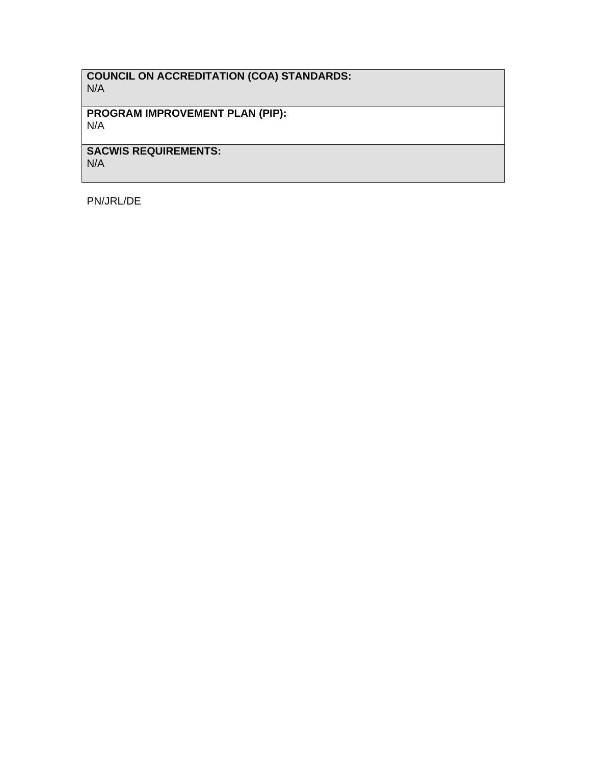**COUNCIL ON ACCREDITATION (COA) STANDARDS:**
N/A

**PROGRAM IMPROVEMENT PLAN (PIP):**
N/A

**SACWIS REQUIREMENTS:**
N/A

PN/JRL/DE